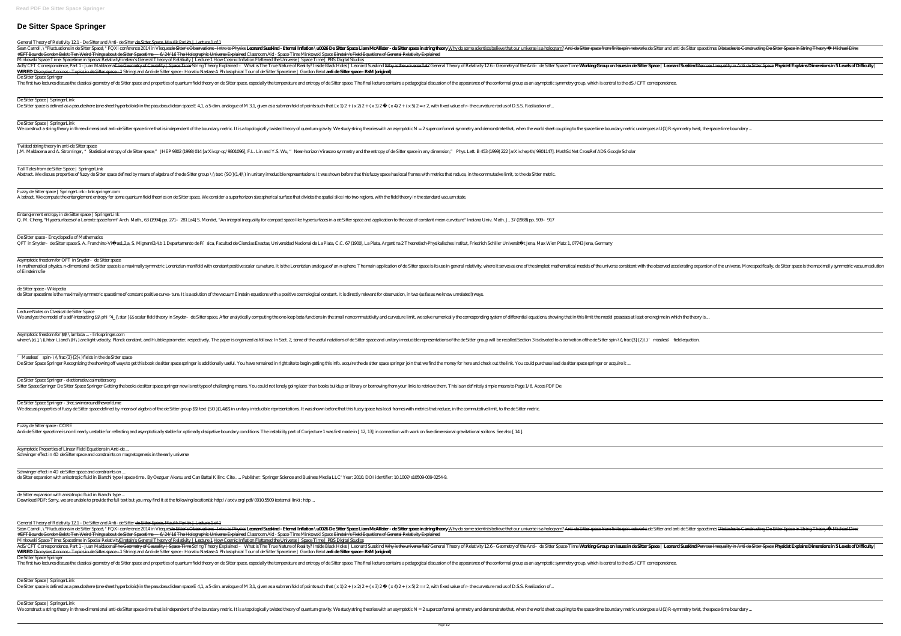# De Sitter Space Springer

General Theory of Relativity 12.1 - De Sitter and Anti- de Sitter de Sitter Space, Maulik Parikh | Lecture 1 of 1

Sean Carroll, \"Fluctuations in de Sitter Space\" FQXi conference 2014 in Vieques de Sitter's Observations - Intro to Physics **Leonard Susskind - Eternal Inflation \u0026 De Sitter Space Liam McAllister - de Sitter space in string theory** Why do some scientists believe that our universe is a hologram? Anti-de Sitter space from finite spin networks de Sitter and anti de Sitter spacetimes Obstacles to Constructing De Sitter Space in String Theory - Michael Dine #EFTBounds Gordon Belot: Ten Weird Things about de Sitter Spacetime — 6/24/16 The Holographic Universe Explained Classroom Aid - Space Time Minkowski Space Einstein's Field Equations of General Relativity Explained

Minkowski Space-Time: Spacetime in Special Relativity Einstein's General Theory of Relativity | Lecture 1 How Cosmic Inflation Flattened the Universe | Space Time | PBS Digital Studios

AdS/CFT Correspondence, Part 1 - Juan Maldacena The Geometry of Causality | Space Time String Theory Explained – What is The True Nature of Reality? Inside Black Holes | Leonard Susskind Why is the universe flat? General Theory of Relativity 12.6 - Geometry of the Anti– de Sitter Space-Time **Working Group on Issues in de Sitter Space | Leonard Susskind** Penrose Inequality in Anti-de Sitter Space **Physicist Explains Dimensions in 5 Levels of Difficulty | WIRED** Dionysios Anninos - Topics in de Sitter space - 1 Strings and Anti-de Sitter space - Horatiu Nastase A Philosophical Tour of de Sitter Spacetime | Gordon Belot **anti de Sitter space - RsM (original)**

De Sitter Space Springer

The first two lectures discuss the classical geometry of de Sitter space and properties of quantum field theory on de Sitter space, especially the temperature and entropy of de Sitter space. The final lecture contains a pedagogical discussion of the appearance of the conformal group as an asymptotic symmetry group, which is central to the dS/CFT correspondence.

De Sitter Space | SpringerLink

De Sitter space is defined as a pseudosphere (one-sheet hyperboloid) in the pseudoeuclidean space E 4,1, a 5-dim. analogue of M 3,1, given as a submanifold of points such that $(x\,1)^2 + (x\,2)^2 + (x\,3)^2 - (x\,4)^2 + (x\,5)^2 = r^2$, with fixed value of r- the curvature radius of D.S.S. Realization of...

De Sitter Space | SpringerLink

We construct a string theory in three-dimensional anti-de Sitter space-time that is independent of the boundary metric. It is a topologically twisted theory of quantum gravity. We study string theories with an asymptotic N = 2 superconformal symmetry and demonstrate that, when the world sheet coupling to the space-time boundary metric undergoes a U(1) R-symmetry twist, the space-time boundary ...

Twisted string theory in anti-de Sitter space

J.M. Maldacena and A. Strominger, "Statistical entropy of de Sitter space," JHEP 9802 (1998) 014 [arXiv:gr-qc/9801096]; F.L. Lin and Y.S. Wu, "Near-horizon Virasoro symmetry and the entropy of de Sitter space in any dimension," Phys. Lett. B 453 (1999) 222 [arXiv:hep-th/9901147]. MathSciNet CrossRef ADS Google Scholar

Tall Tales from de Sitter Space | SpringerLink

Abstract. We discuss properties of fuzzy de Sitter space defined by means of algebra of the de Sitter group \(\text {SO}(1,4)\) in unitary irreducible representations. It was shown before that this fuzzy space has local frames with metrics that reduce, in the commutative limit, to the de Sitter metric.

Fuzzy de Sitter space | SpringerLink - link.springer.com

A bstract. We compute the entanglement entropy for some quantum field theories on de Sitter space. We consider a superhorizon size spherical surface that divides the spatial slice into two regions, with the field theory in the standard vacuum state.

Entanglement entropy in de Sitter space | SpringerLink

Q. M. Cheng, "Hypersurfaces of a Lorentz space form" Arch. Math., 63 (1994) pp. 271–281 [a4] S. Montiel, "An integral inequality for compact space-like hypersurfaces in a de Sitter space and application to the case of constant mean curvature" Indiana Univ. Math. J., 37 (1988) pp. 909–917

De Sitter space - Encyclopedia of Mathematics

QFT in Snyder–de Sitter space S. A. Franchino-Viñas1,2,a, S. Mignemi3,4,b 1 Departamento de Física, Facultad de Ciencias Exactas, Universidad Nacional de La Plata, C.C. 67 (1900), La Plata, Argentina 2 Theoretisch-Physikalisches Institut, Friedrich Schiller Universität Jena, Max Wien Platz 1, 07743 Jena, Germany

Asymptotic freedom for QFT in Snyder–de Sitter space

In mathematical physics, n-dimensional de Sitter space is a maximally symmetric Lorentzian manifold with constant positive scalar curvature. It is the Lorentzian analogue of an n-sphere. The main application of de Sitter space is its use in general relativity, where it serves as one of the simplest mathematical models of the universe consistent with the observed accelerating expansion of the universe. More specifically, de Sitter space is the maximally symmetric vacuum solution of Einstein's fie

de Sitter space - Wikipedia

de Sitter spacetime is the maximally symmetric spacetime of constant positive curva- ture. It is a solution of the vacuum Einstein equations with a positive cosmological constant. It is directly relevant for observation, in two (as far as we know unrelated!) ways.

Lecture Notes on Classical de Sitter Space

We analyze the model of a self-interacting $\phi ^4_{\star }$ scalar field theory in Snyder–de Sitter space. After analytically computing the one-loop beta functions in the small noncommutativity and curvature limit, we solve numerically the corresponding system of differential equations, showing that in this limit the model possesses at least one regime in which the theory is ...

Asymptotic freedom for $\lambda ... - link.springer.com

where \(c\), \(\hbar \) and \(H\) are light velocity, Planck constant, and Hubble parameter, respectively. The paper is organized as follows: In Sect. 2, some of the useful notations of de Sitter space and unitary irreducible representations of the de Sitter group will be recalled.Section 3 is devoted to a derivation ofthe de Sitter spin-\(\frac{3}{2}\) 'massless' field equation.

'Massless' spin-\(\frac{3}{2}\) fields in the de Sitter space

De Sitter Space Springer Recognizing the showing off ways to get this book de sitter space springer is additionally useful. You have remained in right site to begin getting this info. acquire the de sitter space springer join that we find the money for here and check out the link. You could purchase lead de sitter space springer or acquire it ...

De Sitter Space Springer - electionsdev.calmatters.org

Sitter Space Springer De Sitter Space Springer Getting the books de sitter space springer now is not type of challenging means. You could not lonely going later than books buildup or library or borrowing from your links to retrieve them. This is an definitely simple means to Page 1/6. Acces PDF De

De Sitter Space Springer - 3rec.swimaroundtheworld.me

We discuss properties of fuzzy de Sitter space defined by means of algebra of the de Sitter group $\text {SO}(1,4)$ in unitary irreducible representations. It was shown before that this fuzzy space has local frames with metrics that reduce, in the commutative limit, to the de Sitter metric.

Fuzzy de Sitter space - CORE

Anti-de Sitter spacetime is non-linearly unstable for reflecting and asymptotically stable for optimally dissipative boundary conditions. The instability part of Conjecture 1 was first made in [ 12, 13] in connection with work on five-dimensional gravitational solitons. See also [ 14 ].

Asymptotic Properties of Linear Field Equations in Anti-de ...

Schwinger effect in 4D de Sitter space and constraints on magnetogenesis in the early universe

Schwinger effect in 4D de Sitter space and constraints on ...

de Sitter expansion with anisotropic fluid in Bianchi type-I space-time . By Oezguer Akarsu and Can Battal Kilinc. Cite . ... Publisher: 'Springer Science and Business Media LLC' Year: 2010. DOI identifier: 10.1007/s10509-009-0254-9.

de Sitter expansion with anisotropic fluid in Bianchi type ...

Download PDF: Sorry, we are unable to provide the full text but you may find it at the following location(s): http://arxiv.org/pdf/0910.5509 (external link); http ...

General Theory of Relativity 12.1 - De Sitter and Anti- de Sitter de Sitter Space, Maulik Parikh | Lecture 1 of 1

Sean Carroll, \"Fluctuations in de Sitter Space\" FQXi conference 2014 in Vieques de Sitter's Observations - Intro to Physics **Leonard Susskind - Eternal Inflation \u0026 De Sitter Space Liam McAllister - de Sitter space in string theory** Why do some scientists believe that our universe is a hologram? Anti-de Sitter space from finite spin networks de Sitter and anti de Sitter spacetimes Obstacles to Constructing De Sitter Space in String Theory - Michael Dine #EFTBounds Gordon Belot: Ten Weird Things about de Sitter Spacetime — 6/24/16 The Holographic Universe Explained Classroom Aid - Space Time Minkowski Space Einstein's Field Equations of General Relativity Explained

Minkowski Space-Time: Spacetime in Special Relativity Einstein's General Theory of Relativity | Lecture 1 How Cosmic Inflation Flattened the Universe | Space Time | PBS Digital Studios

AdS/CFT Correspondence, Part 1 - Juan Maldacena The Geometry of Causality | Space Time String Theory Explained – What is The True Nature of Reality? Inside Black Holes | Leonard Susskind Why is the universe flat? General Theory of Relativity 12.6 - Geometry of the Anti– de Sitter Space-Time **Working Group on Issues in de Sitter Space | Leonard Susskind** Penrose Inequality in Anti-de Sitter Space **Physicist Explains Dimensions in 5 Levels of Difficulty | WIRED** Dionysios Anninos - Topics in de Sitter space - 1 Strings and Anti-de Sitter space - Horatiu Nastase A Philosophical Tour of de Sitter Spacetime | Gordon Belot **anti de Sitter space - RsM (original)**

De Sitter Space Springer

The first two lectures discuss the classical geometry of de Sitter space and properties of quantum field theory on de Sitter space, especially the temperature and entropy of de Sitter space. The final lecture contains a pedagogical discussion of the appearance of the conformal group as an asymptotic symmetry group, which is central to the dS/CFT correspondence.

De Sitter Space | SpringerLink

De Sitter space is defined as a pseudosphere (one-sheet hyperboloid) in the pseudoeuclidean space E 4,1, a 5-dim. analogue of M 3,1, given as a submanifold of points such that $(x\,1)^2 + (x\,2)^2 + (x\,3)^2 - (x\,4)^2 + (x\,5)^2 = r^2$, with fixed value of r- the curvature radius of D.S.S. Realization of...

De Sitter Space | SpringerLink

We construct a string theory in three-dimensional anti-de Sitter space-time that is independent of the boundary metric. It is a topologically twisted theory of quantum gravity. We study string theories with an asymptotic N = 2 superconformal symmetry and demonstrate that, when the world sheet coupling to the space-time boundary metric undergoes a U(1) R-symmetry twist, the space-time boundary ...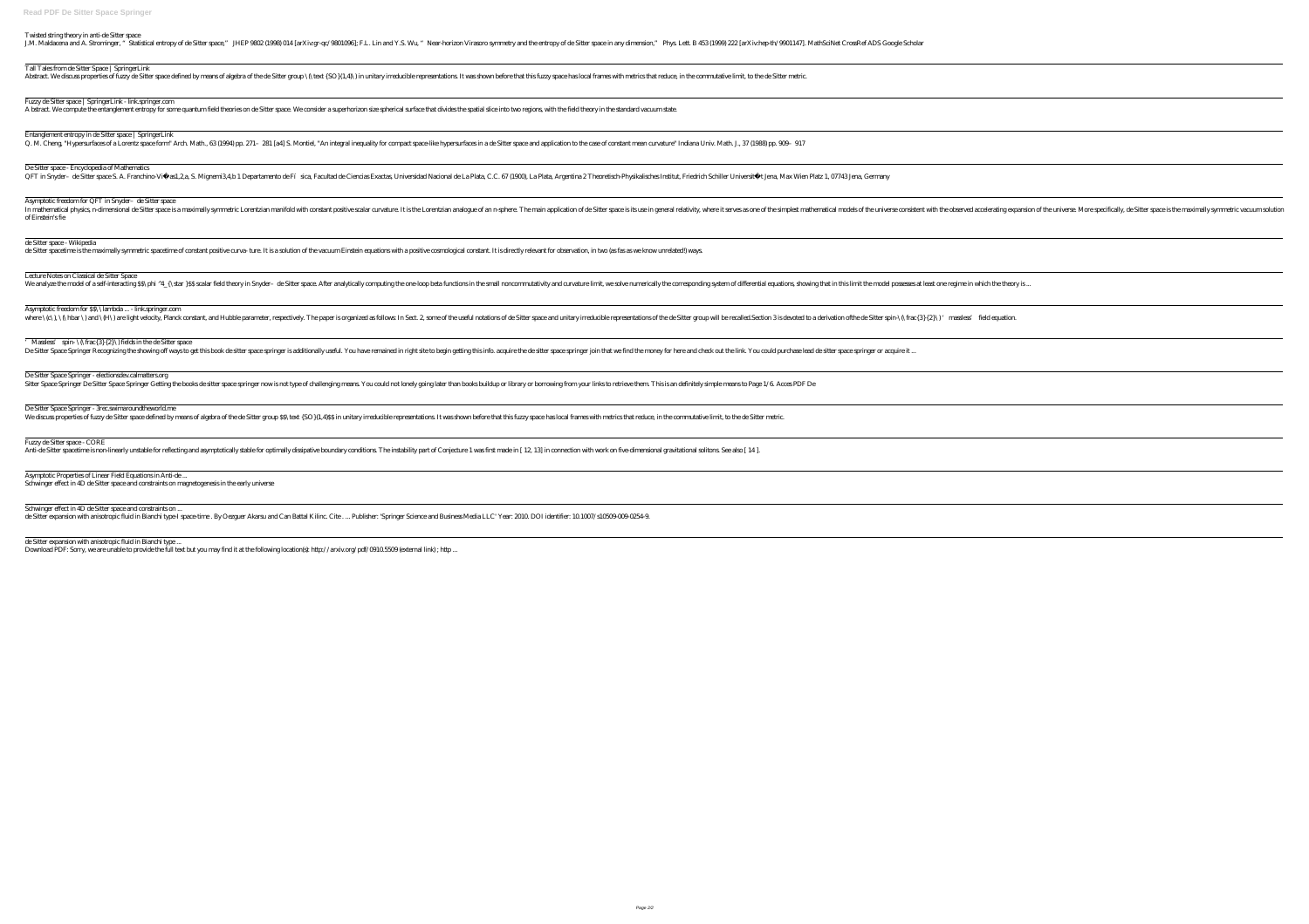Twisted string theory in anti-de Sitter space
J.M. Maldacena and A. Strominger, " Statistical entropy of de Sitter space," JHEP 9802 (1998) 014 [arXiv:gr-qc/9801096]; F.L. Lin and Y.S. Wu, " Near-horizon Virasoro symmetry and the entropy of de Sitter space in any dimension," Phys. Lett. B 453 (1999) 222 [arXiv:hep-th/9901147]. MathSciNet CrossRef ADS Google Scholar

Tall Tales from de Sitter Space | SpringerLink
Abstract. We discuss properties of fuzzy de Sitter space defined by means of algebra of the de Sitter group \(\text {SO}(1,4)\) in unitary irreducible representations. It was shown before that this fuzzy space has local frames with metrics that reduce, in the commutative limit, to the de Sitter metric.

Fuzzy de Sitter space | SpringerLink - link.springer.com
A bstract. We compute the entanglement entropy for some quantum field theories on de Sitter space. We consider a superhorizon size spherical surface that divides the spatial slice into two regions, with the field theory in the standard vacuum state.

Entanglement entropy in de Sitter space | SpringerLink
Q. M. Cheng, "Hypersurfaces of a Lorentz space form" Arch. Math., 63 (1994) pp. 271–281 [a4] S. Montiel, "An integral inequality for compact space-like hypersurfaces in a de Sitter space and application to the case of constant mean curvature" Indiana Univ. Math. J., 37 (1988) pp. 909–917

De Sitter space - Encyclopedia of Mathematics
QFT in Snyder–de Sitter space S. A. Franchino-Viñas1,2,a, S. Mignemi3,4,b 1 Departamento de Física, Facultad de Ciencias Exactas, Universidad Nacional de La Plata, C.C. 67 (1900), La Plata, Argentina 2 Theoretisch-Physikalisches Institut, Friedrich Schiller Universität Jena, Max Wien Platz 1, 07743 Jena, Germany

Asymptotic freedom for QFT in Snyder–de Sitter space
In mathematical physics, n-dimensional de Sitter space is a maximally symmetric Lorentzian manifold with constant positive scalar curvature. It is the Lorentzian analogue of an n-sphere. The main application of de Sitter space is its use in general relativity, where it serves as one of the simplest mathematical models of the universe consistent with the observed accelerating expansion of the universe. More specifically, de Sitter space is the maximally symmetric vacuum solution of Einstein's fie

de Sitter space - Wikipedia
de Sitter spacetime is the maximally symmetric spacetime of constant positive curva- ture. It is a solution of the vacuum Einstein equations with a positive cosmological constant. It is directly relevant for observation, in two (as fas as we know unrelated!) ways.

Lecture Notes on Classical de Sitter Space
We analyze the model of a self-interacting $$\phi ^4_{\star }$$ scalar field theory in Snyder–de Sitter space. After analytically computing the one-loop beta functions in the small noncommutativity and curvature limit, we solve numerically the corresponding system of differential equations, showing that in this limit the model possesses at least one regime in which the theory is ...

Asymptotic freedom for $$\lambda ... - link.springer.com
where \(c\), \(\hbar \) and \(H\) are light velocity, Planck constant, and Hubble parameter, respectively. The paper is organized as follows: In Sect. 2, some of the useful notations of de Sitter space and unitary irreducible representations of the de Sitter group will be recalled.Section 3 is devoted to a derivation ofthe de Sitter spin-\(\frac{3}{2}\) 'massless' field equation.

'Massless' spin-\(\frac{3}{2}\) fields in the de Sitter space
De Sitter Space Springer Recognizing the showing off ways to get this book de sitter space springer is additionally useful. You have remained in right site to begin getting this info. acquire the de sitter space springer join that we find the money for here and check out the link. You could purchase lead de sitter space springer or acquire it ...

De Sitter Space Springer - electionsdev.calmatters.org
Sitter Space Springer De Sitter Space Springer Getting the books de sitter space springer now is not type of challenging means. You could not lonely going later than books buildup or library or borrowing from your links to retrieve them. This is an definitely simple means to Page 1/6. Acces PDF De

De Sitter Space Springer - 3rec.swimaroundtheworld.me
We discuss properties of fuzzy de Sitter space defined by means of algebra of the de Sitter group $$\text {SO}(1,4)$$ in unitary irreducible representations. It was shown before that this fuzzy space has local frames with metrics that reduce, in the commutative limit, to the de Sitter metric.

Fuzzy de Sitter space - CORE
Anti-de Sitter spacetime is non-linearly unstable for reflecting and asymptotically stable for optimally dissipative boundary conditions. The instability part of Conjecture 1 was first made in [ 12, 13] in connection with work on five-dimensional gravitational solitons. See also [ 14 ].

Asymptotic Properties of Linear Field Equations in Anti-de ...
Schwinger effect in 4D de Sitter space and constraints on magnetogenesis in the early universe

Schwinger effect in 4D de Sitter space and constraints on ...
de Sitter expansion with anisotropic fluid in Bianchi type-I space-time . By Oezguer Akarsu and Can Battal Kilinc. Cite . ... Publisher: 'Springer Science and Business Media LLC' Year: 2010. DOI identifier: 10.1007/s10509-009-0254-9.

de Sitter expansion with anisotropic fluid in Bianchi type ...
Download PDF: Sorry, we are unable to provide the full text but you may find it at the following location(s): http://arxiv.org/pdf/0910.5509 (external link) ; http ...